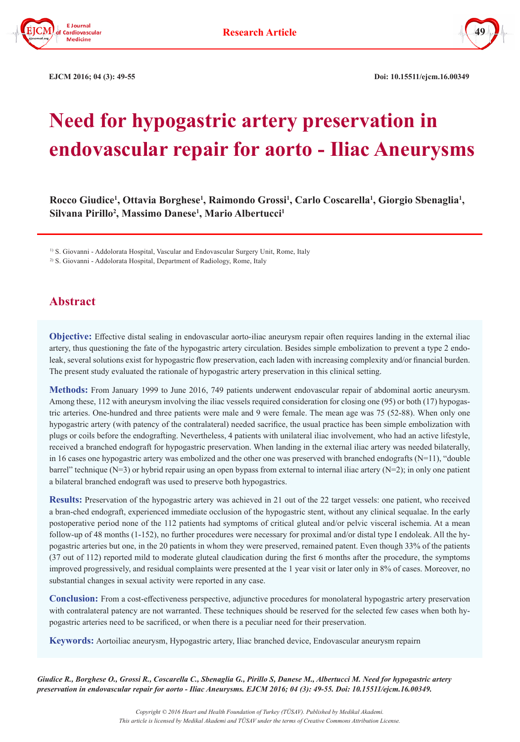Research Article

EJCM 2016; 04 (3): 49-55

Doi: 10.15511/ejcm.16.00349

# Need for hypogastric artery preservation in endovascular repair for aorto - Iliac Aneurysms

**Rocco Giudice[1], Ottavia Borghese[1], Raimondo Grossi[1], Carlo Coscarella[1], Giorgio Sbenaglia[1], Silvana Pirillo[2], Massimo Danese[1], Mario Albertucci[1]**

[1] S. Giovanni - Addolorata Hospital, Vascular and Endovascular Surgery Unit, Rome, Italy

[2] S. Giovanni - Addolorata Hospital, Department of Radiology, Rome, Italy

## Abstract

**Objective:** Effective distal sealing in endovascular aorto-iliac aneurysm repair often requires landing in the external iliac artery, thus questioning the fate of the hypogastric artery circulation. Besides simple embolization to prevent a type 2 endoleak, several solutions exist for hypogastric flow preservation, each laden with increasing complexity and/or financial burden. The present study evaluated the rationale of hypogastric artery preservation in this clinical setting.

**Methods:** From January 1999 to June 2016, 749 patients underwent endovascular repair of abdominal aortic aneurysm. Among these, 112 with aneurysm involving the iliac vessels required consideration for closing one (95) or both (17) hypogastric arteries. One-hundred and three patients were male and 9 were female. The mean age was 75 (52-88). When only one hypogastric artery (with patency of the contralateral) needed sacrifice, the usual practice has been simple embolization with plugs or coils before the endografting. Nevertheless, 4 patients with unilateral iliac involvement, who had an active lifestyle, received a branched endograft for hypogastric preservation. When landing in the external iliac artery was needed bilaterally, in 16 cases one hypogastric artery was embolized and the other one was preserved with branched endografts (N=11), "double barrel" technique (N=3) or hybrid repair using an open bypass from external to internal iliac artery (N=2); in only one patient a bilateral branched endograft was used to preserve both hypogastrics.

**Results:** Preservation of the hypogastric artery was achieved in 21 out of the 22 target vessels: one patient, who received a bran-ched endograft, experienced immediate occlusion of the hypogastric stent, without any clinical sequalae. In the early postoperative period none of the 112 patients had symptoms of critical gluteal and/or pelvic visceral ischemia. At a mean follow-up of 48 months (1-152), no further procedures were necessary for proximal and/or distal type I endoleak. All the hypogastric arteries but one, in the 20 patients in whom they were preserved, remained patent. Even though 33% of the patients (37 out of 112) reported mild to moderate gluteal claudication during the first 6 months after the procedure, the symptoms improved progressively, and residual complaints were presented at the 1 year visit or later only in 8% of cases. Moreover, no substantial changes in sexual activity were reported in any case.

**Conclusion:** From a cost-effectiveness perspective, adjunctive procedures for monolateral hypogastric artery preservation with contralateral patency are not warranted. These techniques should be reserved for the selected few cases when both hypogastric arteries need to be sacrificed, or when there is a peculiar need for their preservation.

**Keywords:** Aortoiliac aneurysm, Hypogastric artery, Iliac branched device, Endovascular aneurysm repairn

*Giudice R., Borghese O., Grossi R., Coscarella C., Sbenaglia G., Pirillo S, Danese M., Albertucci M. Need for hypogastric artery preservation in endovascular repair for aorto - Iliac Aneurysms. EJCM 2016; 04 (3): 49-55. Doi: 10.15511/ejcm.16.00349.*

*Copyright © 2016 Heart and Health Foundation of Turkey (TÜSAV). Published by Medikal Akademi.*
*This article is licensed by Medikal Akademi and TÜSAV under the terms of Creative Commons Attribution License.*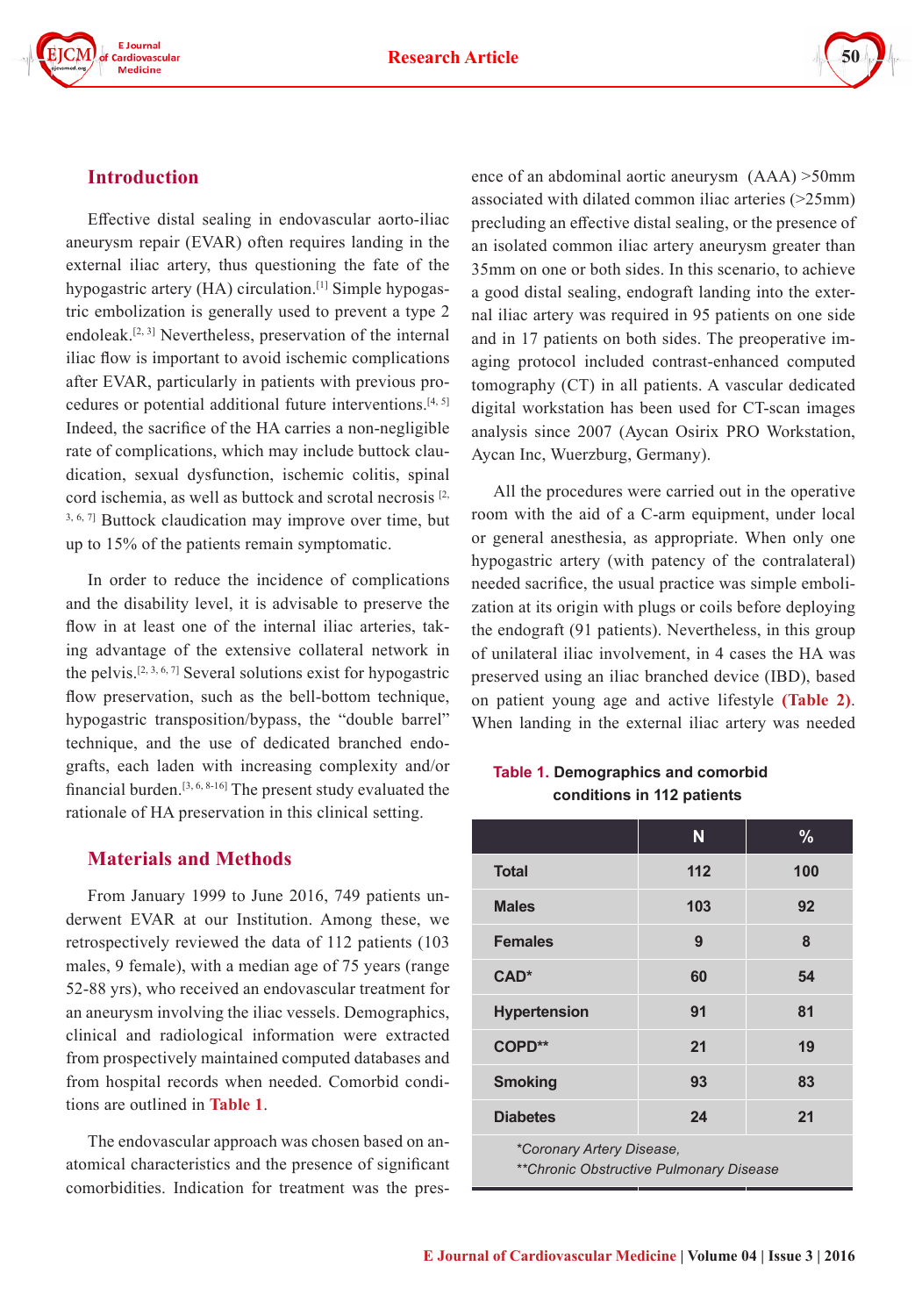## Introduction

Effective distal sealing in endovascular aorto-iliac aneurysm repair (EVAR) often requires landing in the external iliac artery, thus questioning the fate of the hypogastric artery (HA) circulation.[1] Simple hypogastric embolization is generally used to prevent a type 2 endoleak.[2, 3] Nevertheless, preservation of the internal iliac flow is important to avoid ischemic complications after EVAR, particularly in patients with previous procedures or potential additional future interventions.[4, 5] Indeed, the sacrifice of the HA carries a non-negligible rate of complications, which may include buttock claudication, sexual dysfunction, ischemic colitis, spinal cord ischemia, as well as buttock and scrotal necrosis [2, 3, 6, 7] Buttock claudication may improve over time, but up to 15% of the patients remain symptomatic.

In order to reduce the incidence of complications and the disability level, it is advisable to preserve the flow in at least one of the internal iliac arteries, taking advantage of the extensive collateral network in the pelvis.[2, 3, 6, 7] Several solutions exist for hypogastric flow preservation, such as the bell-bottom technique, hypogastric transposition/bypass, the "double barrel" technique, and the use of dedicated branched endografts, each laden with increasing complexity and/or financial burden.[3, 6, 8-16] The present study evaluated the rationale of HA preservation in this clinical setting.

## Materials and Methods

From January 1999 to June 2016, 749 patients underwent EVAR at our Institution. Among these, we retrospectively reviewed the data of 112 patients (103 males, 9 female), with a median age of 75 years (range 52-88 yrs), who received an endovascular treatment for an aneurysm involving the iliac vessels. Demographics, clinical and radiological information were extracted from prospectively maintained computed databases and from hospital records when needed. Comorbid conditions are outlined in **Table 1**.

The endovascular approach was chosen based on anatomical characteristics and the presence of significant comorbidities. Indication for treatment was the presence of an abdominal aortic aneurysm (AAA) >50mm associated with dilated common iliac arteries (>25mm) precluding an effective distal sealing, or the presence of an isolated common iliac artery aneurysm greater than 35mm on one or both sides. In this scenario, to achieve a good distal sealing, endograft landing into the external iliac artery was required in 95 patients on one side and in 17 patients on both sides. The preoperative imaging protocol included contrast-enhanced computed tomography (CT) in all patients. A vascular dedicated digital workstation has been used for CT-scan images analysis since 2007 (Aycan Osirix PRO Workstation, Aycan Inc, Wuerzburg, Germany).

All the procedures were carried out in the operative room with the aid of a C-arm equipment, under local or general anesthesia, as appropriate. When only one hypogastric artery (with patency of the contralateral) needed sacrifice, the usual practice was simple embolization at its origin with plugs or coils before deploying the endograft (91 patients). Nevertheless, in this group of unilateral iliac involvement, in 4 cases the HA was preserved using an iliac branched device (IBD), based on patient young age and active lifestyle **(Table 2)**. When landing in the external iliac artery was needed

**Table 1. Demographics and comorbid conditions in 112 patients**

| | N | % |
|---|---|---|
| **Total** | 112 | 100 |
| **Males** | 103 | 92 |
| **Females** | 9 | 8 |
| **CAD*** | 60 | 54 |
| **Hypertension** | 91 | 81 |
| **COPD**** | 21 | 19 |
| **Smoking** | 93 | 83 |
| **Diabetes** | 24 | 21 |

*Coronary Artery Disease,
**Chronic Obstructive Pulmonary Disease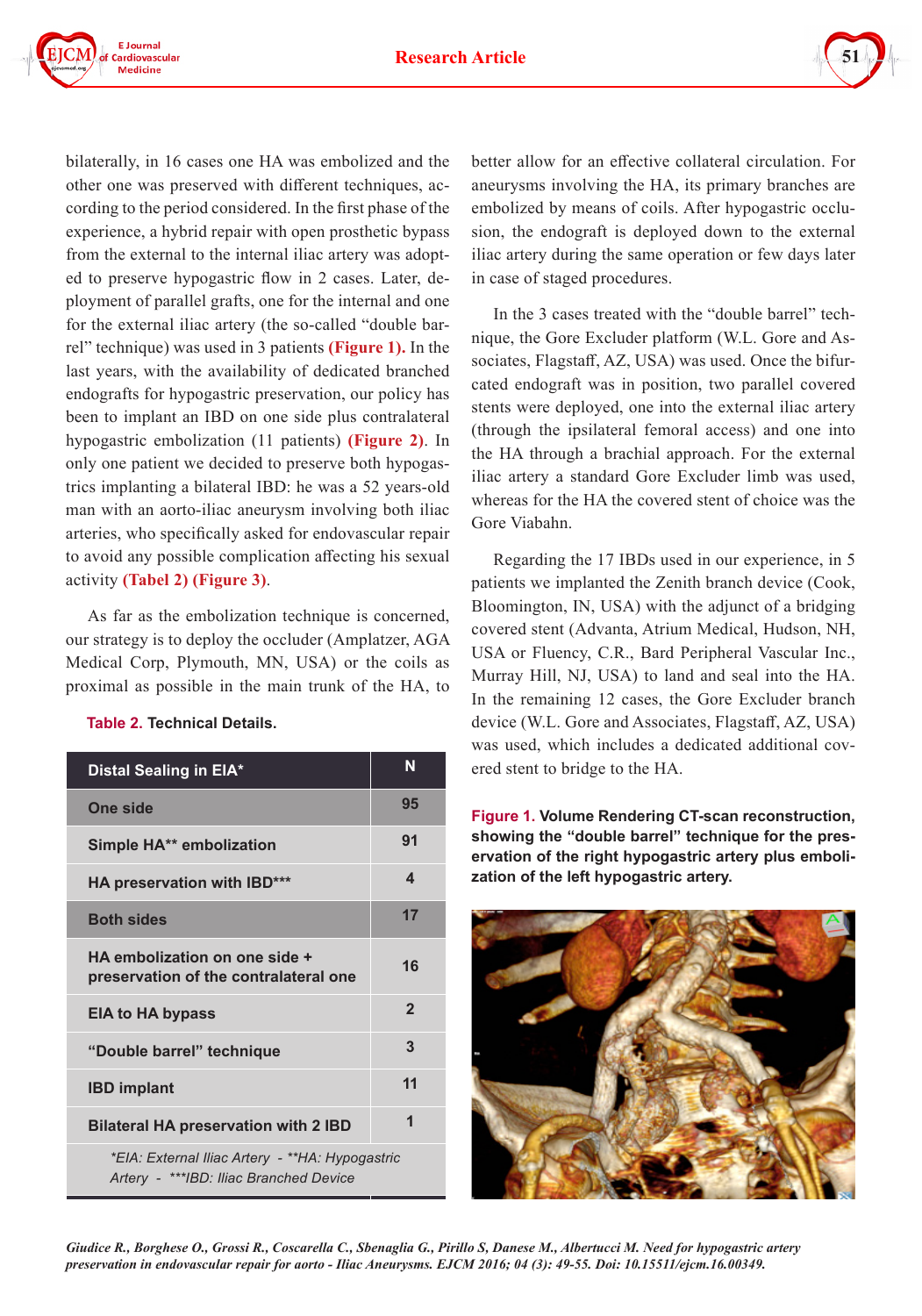bilaterally, in 16 cases one HA was embolized and the other one was preserved with different techniques, according to the period considered. In the first phase of the experience, a hybrid repair with open prosthetic bypass from the external to the internal iliac artery was adopted to preserve hypogastric flow in 2 cases. Later, deployment of parallel grafts, one for the internal and one for the external iliac artery (the so-called "double barrel" technique) was used in 3 patients **(Figure 1).** In the last years, with the availability of dedicated branched endografts for hypogastric preservation, our policy has been to implant an IBD on one side plus contralateral hypogastric embolization (11 patients) **(Figure 2)**. In only one patient we decided to preserve both hypogastrics implanting a bilateral IBD: he was a 52 years-old man with an aorto-iliac aneurysm involving both iliac arteries, who specifically asked for endovascular repair to avoid any possible complication affecting his sexual activity **(Tabel 2) (Figure 3)**.

As far as the embolization technique is concerned, our strategy is to deploy the occluder (Amplatzer, AGA Medical Corp, Plymouth, MN, USA) or the coils as proximal as possible in the main trunk of the HA, to better allow for an effective collateral circulation. For aneurysms involving the HA, its primary branches are embolized by means of coils. After hypogastric occlusion, the endograft is deployed down to the external iliac artery during the same operation or few days later in case of staged procedures.

**Table 2.** **Technical Details.**

| Distal Sealing in EIA* | N |
|---|---|
| One side | 95 |
| Simple HA** embolization | 91 |
| HA preservation with IBD*** | 4 |
| Both sides | 17 |
| HA embolization on one side + preservation of the contralateral one | 16 |
| EIA to HA bypass | 2 |
| "Double barrel" technique | 3 |
| IBD implant | 11 |
| Bilateral HA preservation with 2 IBD | 1 |

*\*EIA: External Iliac Artery - \*\*HA: Hypogastric Artery - \*\*\*IBD: Iliac Branched Device*

In the 3 cases treated with the "double barrel" technique, the Gore Excluder platform (W.L. Gore and Associates, Flagstaff, AZ, USA) was used. Once the bifurcated endograft was in position, two parallel covered stents were deployed, one into the external iliac artery (through the ipsilateral femoral access) and one into the HA through a brachial approach. For the external iliac artery a standard Gore Excluder limb was used, whereas for the HA the covered stent of choice was the Gore Viabahn.

Regarding the 17 IBDs used in our experience, in 5 patients we implanted the Zenith branch device (Cook, Bloomington, IN, USA) with the adjunct of a bridging covered stent (Advanta, Atrium Medical, Hudson, NH, USA or Fluency, C.R., Bard Peripheral Vascular Inc., Murray Hill, NJ, USA) to land and seal into the HA. In the remaining 12 cases, the Gore Excluder branch device (W.L. Gore and Associates, Flagstaff, AZ, USA) was used, which includes a dedicated additional covered stent to bridge to the HA.

**Figure 1.** **Volume Rendering CT-scan reconstruction, showing the "double barrel" technique for the preservation of the right hypogastric artery plus embolization of the left hypogastric artery.**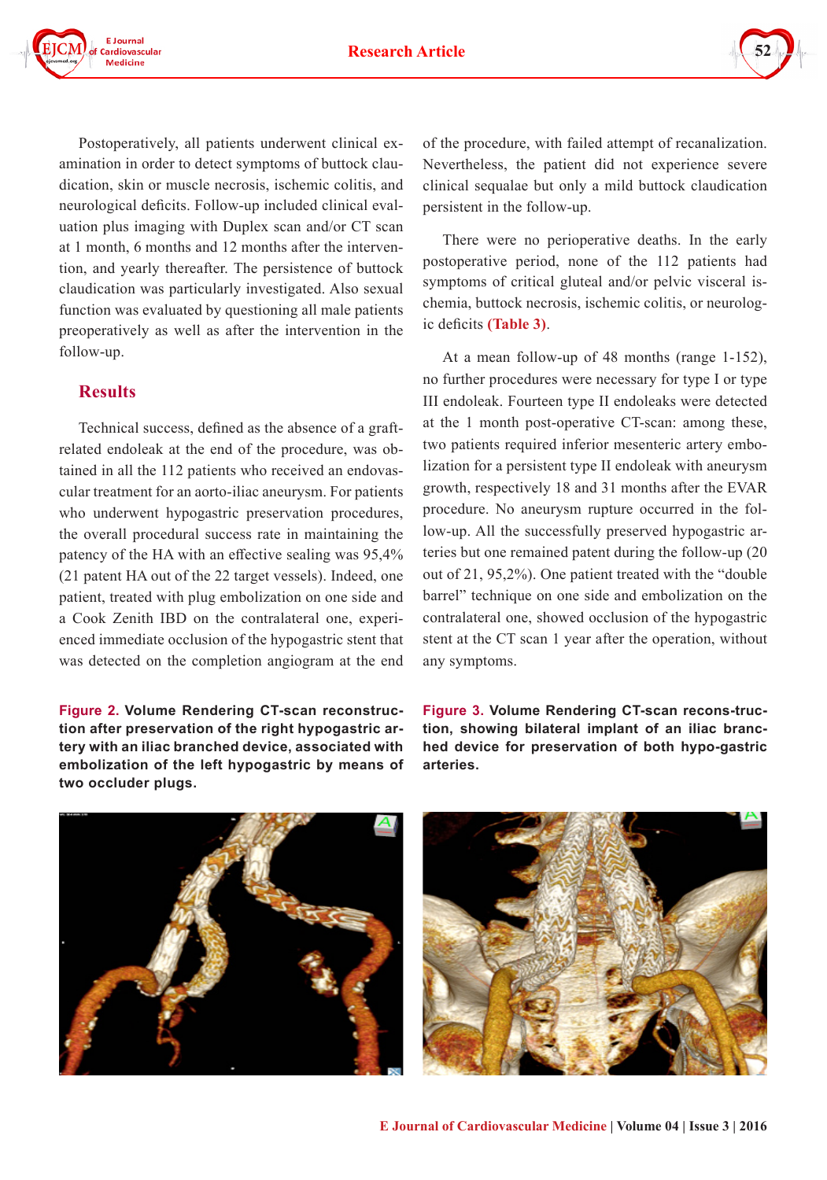Postoperatively, all patients underwent clinical examination in order to detect symptoms of buttock claudication, skin or muscle necrosis, ischemic colitis, and neurological deficits. Follow-up included clinical evaluation plus imaging with Duplex scan and/or CT scan at 1 month, 6 months and 12 months after the intervention, and yearly thereafter. The persistence of buttock claudication was particularly investigated. Also sexual function was evaluated by questioning all male patients preoperatively as well as after the intervention in the follow-up.

## Results

Technical success, defined as the absence of a graft-related endoleak at the end of the procedure, was obtained in all the 112 patients who received an endovascular treatment for an aorto-iliac aneurysm. For patients who underwent hypogastric preservation procedures, the overall success rate in maintaining the patency of the HA with an effective sealing was 95,4% (21 patent HA out of the 22 target vessels). Indeed, one patient, treated with plug embolization on one side and a Cook Zenith IBD on the contralateral one, experienced immediate occlusion of the hypogastric stent that was detected on the completion angiogram at the end of the procedure, with failed attempt of recanalization. Nevertheless, the patient did not experience severe clinical sequalae but only a mild buttock claudication persistent in the follow-up.

There were no perioperative deaths. In the early postoperative period, none of the 112 patients had symptoms of critical gluteal and/or pelvic visceral ischemia, buttock necrosis, ischemic colitis, or neurologic deficits (Table 3).

At a mean follow-up of 48 months (range 1-152), no further procedures were necessary for type I or type III endoleak. Fourteen type II endoleaks were detected at the 1 month post-operative CT-scan: among these, two patients required inferior mesenteric artery embolization for a persistent type II endoleak with aneurysm growth, respectively 18 and 31 months after the EVAR procedure. No aneurysm rupture occurred in the follow-up. All the successfully preserved hypogastric arteries but one remained patent during the follow-up (20 out of 21, 95,2%). One patient treated with the "double barrel" technique on one side and embolization on the contralateral one, showed occlusion of the hypogastric stent at the CT scan 1 year after the operation, without any symptoms.

**Figure 2.** **Volume Rendering CT-scan reconstruction after preservation of the right hypogastric artery with an iliac branched device, associated with embolization of the left hypogastric by means of two occluder plugs.**

**Figure 3.** **Volume Rendering CT-scan recons-truction, showing bilateral implant of an iliac branched device for preservation of both hypo-gastric arteries.**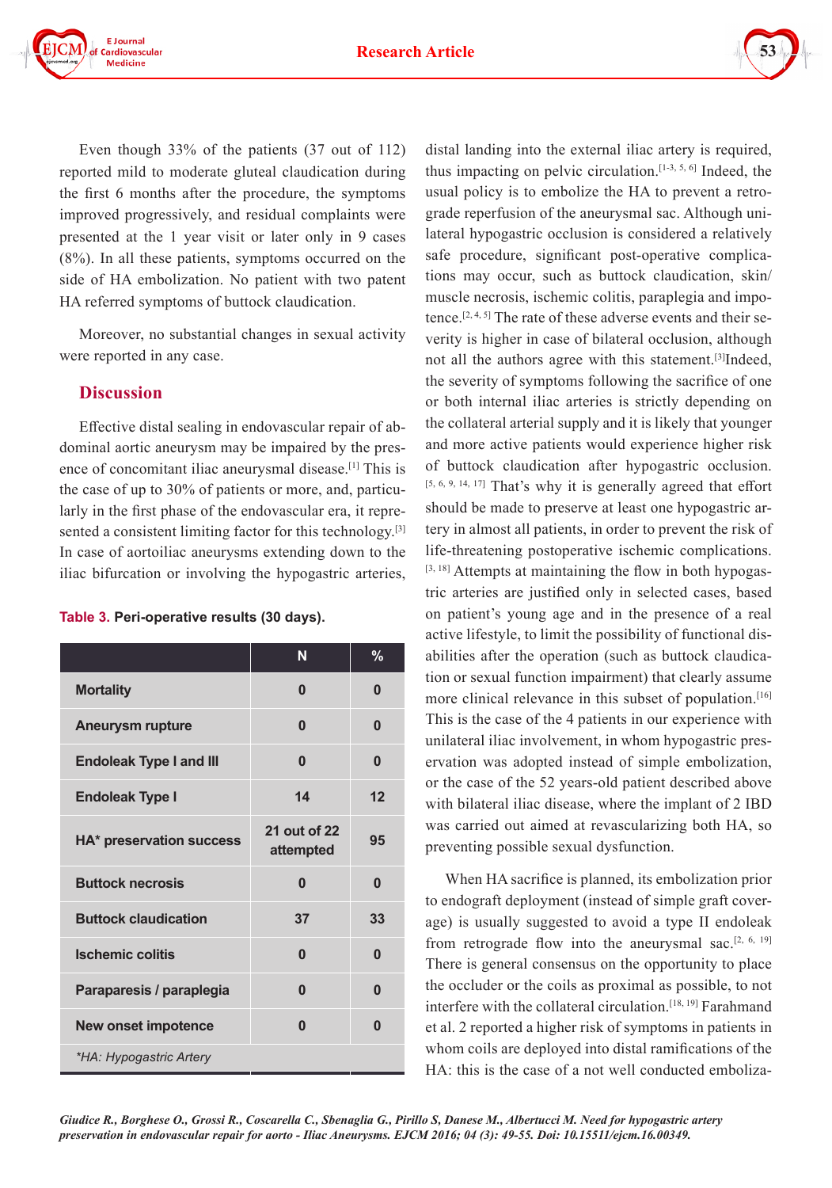Even though 33% of the patients (37 out of 112) reported mild to moderate gluteal claudication during the first 6 months after the procedure, the symptoms improved progressively, and residual complaints were presented at the 1 year visit or later only in 9 cases (8%). In all these patients, symptoms occurred on the side of HA embolization. No patient with two patent HA referred symptoms of buttock claudication.

Moreover, no substantial changes in sexual activity were reported in any case.

## Discussion

Effective distal sealing in endovascular repair of abdominal aortic aneurysm may be impaired by the presence of concomitant iliac aneurysmal disease.[1] This is the case of up to 30% of patients or more, and, particularly in the first phase of the endovascular era, it represented a consistent limiting factor for this technology.[3] In case of aortoiliac aneurysms extending down to the iliac bifurcation or involving the hypogastric arteries,

**Table 3. Peri-operative results (30 days).**

| | N | % |
|---|---|---|
| **Mortality** | 0 | 0 |
| **Aneurysm rupture** | 0 | 0 |
| **Endoleak Type I and III** | 0 | 0 |
| **Endoleak Type I** | 14 | 12 |
| **HA* preservation success** | 21 out of 22 attempted | 95 |
| **Buttock necrosis** | 0 | 0 |
| **Buttock claudication** | 37 | 33 |
| **Ischemic colitis** | 0 | 0 |
| **Paraparesis / paraplegia** | 0 | 0 |
| **New onset impotence** | 0 | 0 |

*\*HA: Hypogastric Artery*

distal landing into the external iliac artery is required, thus impacting on pelvic circulation.[1-3, 5, 6] Indeed, the usual policy is to embolize the HA to prevent a retrograde reperfusion of the aneurysmal sac. Although unilateral hypogastric occlusion is considered a relatively safe procedure, significant post-operative complications may occur, such as buttock claudication, skin/muscle necrosis, ischemic colitis, paraplegia and impotence.[2, 4, 5] The rate of these adverse events and their severity is higher in case of bilateral occlusion, although not all the authors agree with this statement.[3]Indeed, the severity of symptoms following the sacrifice of one or both internal iliac arteries is strictly depending on the collateral arterial supply and it is likely that younger and more active patients would experience higher risk of buttock claudication after hypogastric occlusion.[5, 6, 9, 14, 17] That's why it is generally agreed that effort should be made to preserve at least one hypogastric artery in almost all patients, in order to prevent the risk of life-threatening postoperative ischemic complications.[3, 18] Attempts at maintaining the flow in both hypogastric arteries are justified only in selected cases, based on patient's young age and in the presence of a real active lifestyle, to limit the possibility of functional disabilities after the operation (such as buttock claudication or sexual function impairment) that clearly assume more clinical relevance in this subset of population.[16] This is the case of the 4 patients in our experience with unilateral iliac involvement, in whom hypogastric preservation was adopted instead of simple embolization, or the case of the 52 years-old patient described above with bilateral iliac disease, where the implant of 2 IBD was carried out aimed at revascularizing both HA, so preventing possible sexual dysfunction.

When HA sacrifice is planned, its embolization prior to endograft deployment (instead of simple graft coverage) is usually suggested to avoid a type II endoleak from retrograde flow into the aneurysmal sac.[2, 6, 19] There is general consensus on the opportunity to place the occluder or the coils as proximal as possible, to not interfere with the collateral circulation.[18, 19] Farahmand et al. 2 reported a higher risk of symptoms in patients in whom coils are deployed into distal ramifications of the HA: this is the case of a not well conducted emboliza-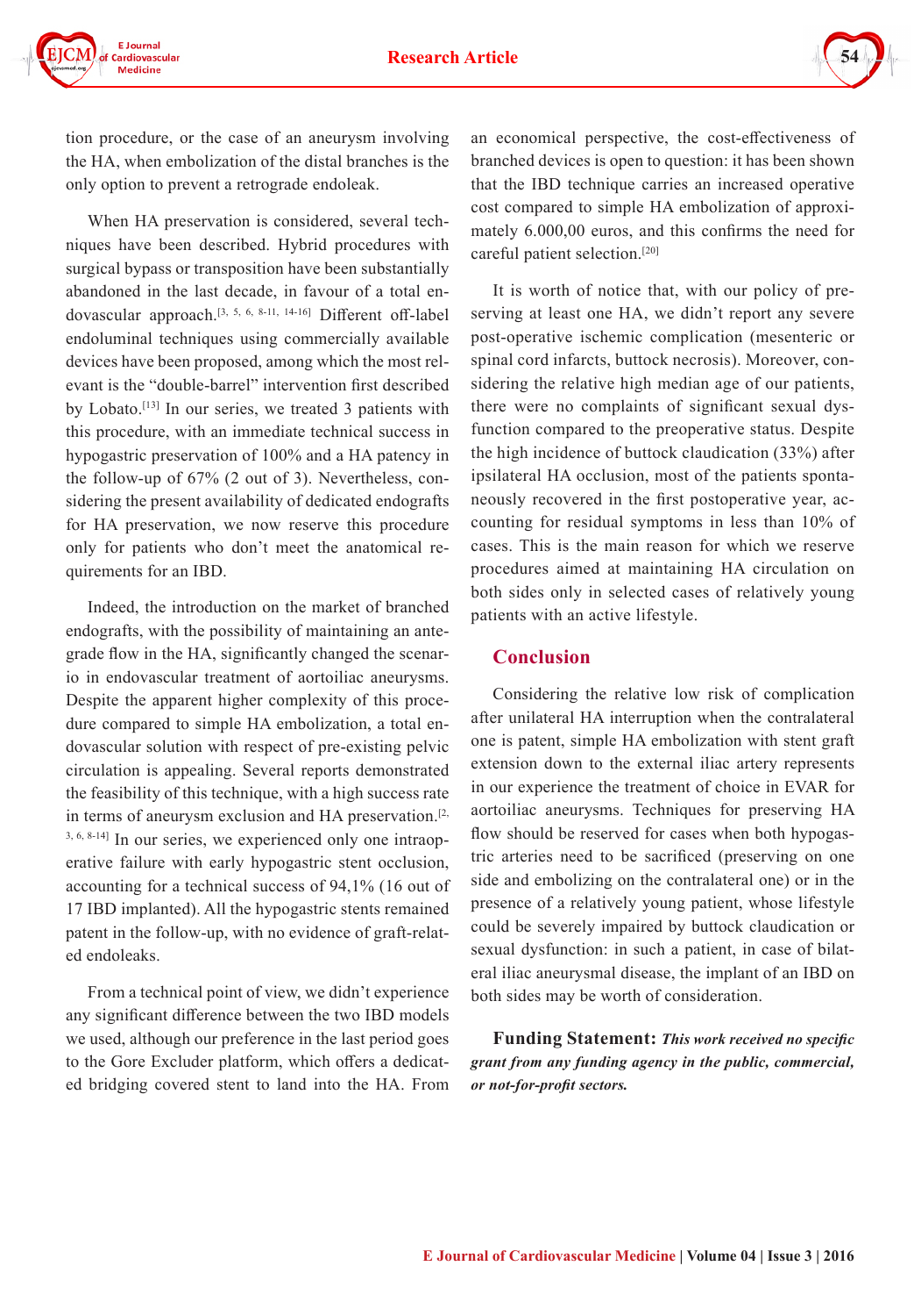tion procedure, or the case of an aneurysm involving the HA, when embolization of the distal branches is the only option to prevent a retrograde endoleak.

When HA preservation is considered, several techniques have been described. Hybrid procedures with surgical bypass or transposition have been substantially abandoned in the last decade, in favour of a total endovascular approach.[3, 5, 6, 8-11, 14-16] Different off-label endoluminal techniques using commercially available devices have been proposed, among which the most relevant is the "double-barrel" intervention first described by Lobato.[13] In our series, we treated 3 patients with this procedure, with an immediate technical success in hypogastric preservation of 100% and a HA patency in the follow-up of 67% (2 out of 3). Nevertheless, considering the present availability of dedicated endografts for HA preservation, we now reserve this procedure only for patients who don't meet the anatomical requirements for an IBD.

Indeed, the introduction on the market of branched endografts, with the possibility of maintaining an antegrade flow in the HA, significantly changed the scenario in endovascular treatment of aortoiliac aneurysms. Despite the apparent higher complexity of this procedure compared to simple HA embolization, a total endovascular solution with respect of pre-existing pelvic circulation is appealing. Several reports demonstrated the feasibility of this technique, with a high success rate in terms of aneurysm exclusion and HA preservation.[2, 3, 6, 8-14] In our series, we experienced only one intraoperative failure with early hypogastric stent occlusion, accounting for a technical success of 94,1% (16 out of 17 IBD implanted). All the hypogastric stents remained patent in the follow-up, with no evidence of graft-related endoleaks.

From a technical point of view, we didn't experience any significant difference between the two IBD models we used, although our preference in the last period goes to the Gore Excluder platform, which offers a dedicated bridging covered stent to land into the HA. From an economical perspective, the cost-effectiveness of branched devices is open to question: it has been shown that the IBD technique carries an increased operative cost compared to simple HA embolization of approximately 6.000,00 euros, and this confirms the need for careful patient selection.[20]

It is worth of notice that, with our policy of preserving at least one HA, we didn't report any severe post-operative ischemic complication (mesenteric or spinal cord infarcts, buttock necrosis). Moreover, considering the relative high median age of our patients, there were no complaints of significant sexual dysfunction compared to the preoperative status. Despite the high incidence of buttock claudication (33%) after ipsilateral HA occlusion, most of the patients spontaneously recovered in the first postoperative year, accounting for residual symptoms in less than 10% of cases. This is the main reason for which we reserve procedures aimed at maintaining HA circulation on both sides only in selected cases of relatively young patients with an active lifestyle.

## Conclusion

Considering the relative low risk of complication after unilateral HA interruption when the contralateral one is patent, simple HA embolization with stent graft extension down to the external iliac artery represents in our experience the treatment of choice in EVAR for aortoiliac aneurysms. Techniques for preserving HA flow should be reserved for cases when both hypogastric arteries need to be sacrificed (preserving on one side and embolizing on the contralateral one) or in the presence of a relatively young patient, whose lifestyle could be severely impaired by buttock claudication or sexual dysfunction: in such a patient, in case of bilateral iliac aneurysmal disease, the implant of an IBD on both sides may be worth of consideration.

**Funding Statement:** ***This work received no specific grant from any funding agency in the public, commercial, or not-for-profit sectors.***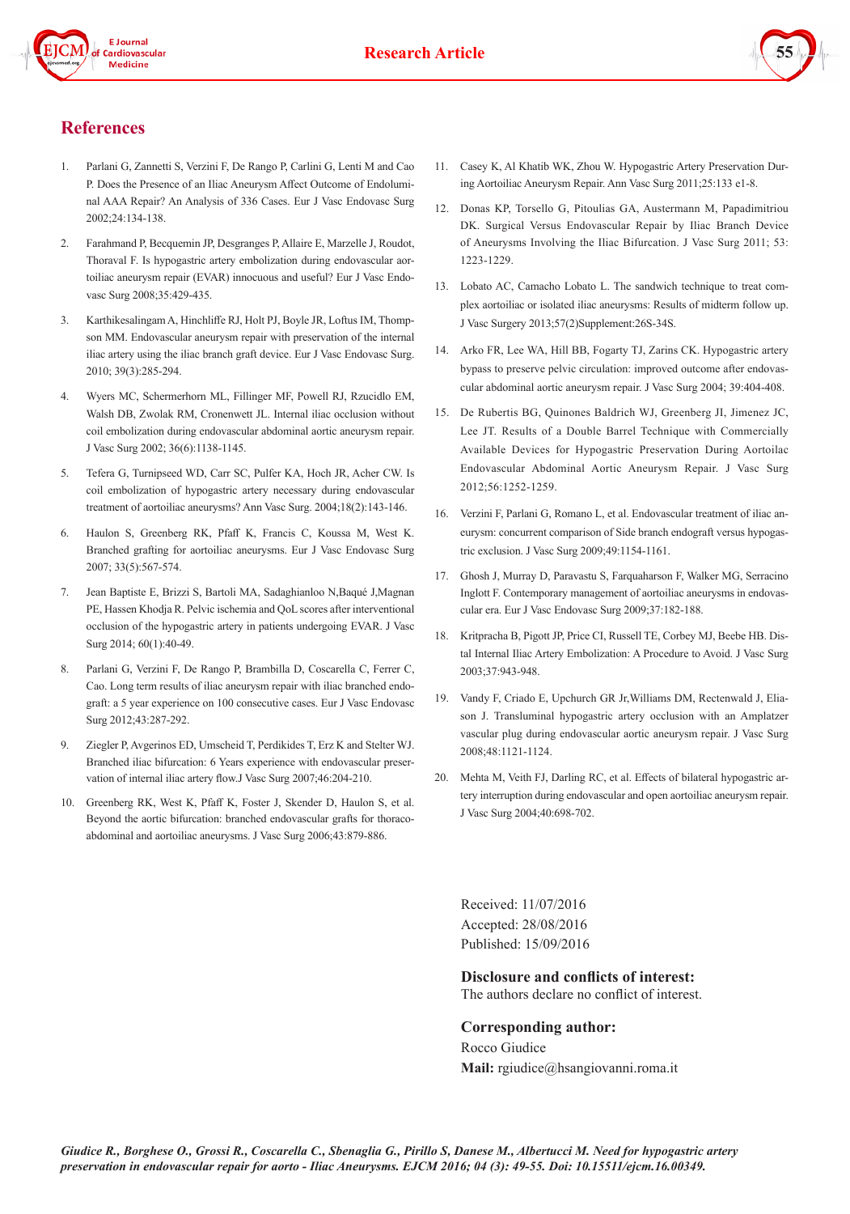## References

1. Parlani G, Zannetti S, Verzini F, De Rango P, Carlini G, Lenti M and Cao P. Does the Presence of an Iliac Aneurysm Affect Outcome of Endoluminal AAA Repair? An Analysis of 336 Cases. Eur J Vasc Endovasc Surg 2002;24:134-138.

2. Farahmand P, Becquemin JP, Desgranges P, Allaire E, Marzelle J, Roudot, Thoraval F. Is hypogastric artery embolization during endovascular aortoiliac aneurysm repair (EVAR) innocuous and useful? Eur J Vasc Endovasc Surg 2008;35:429-435.

3. Karthikesalingam A, Hinchliffe RJ, Holt PJ, Boyle JR, Loftus IM, Thompson MM. Endovascular aneurysm repair with preservation of the internal iliac artery using the iliac branch graft device. Eur J Vasc Endovasc Surg. 2010; 39(3):285-294.

4. Wyers MC, Schermerhorn ML, Fillinger MF, Powell RJ, Rzucidlo EM, Walsh DB, Zwolak RM, Cronenwett JL. Internal iliac occlusion without coil embolization during endovascular abdominal aortic aneurysm repair. J Vasc Surg 2002; 36(6):1138-1145.

5. Tefera G, Turnipseed WD, Carr SC, Pulfer KA, Hoch JR, Acher CW. Is coil embolization of hypogastric artery necessary during endovascular treatment of aortoiliac aneurysms? Ann Vasc Surg. 2004;18(2):143-146.

6. Haulon S, Greenberg RK, Pfaff K, Francis C, Koussa M, West K. Branched grafting for aortoiliac aneurysms. Eur J Vasc Endovasc Surg 2007; 33(5):567-574.

7. Jean Baptiste E, Brizzi S, Bartoli MA, Sadaghianloo N,Baqué J,Magnan PE, Hassen Khodja R. Pelvic ischemia and QoL scores after interventional occlusion of the hypogastric artery in patients undergoing EVAR. J Vasc Surg 2014; 60(1):40-49.

8. Parlani G, Verzini F, De Rango P, Brambilla D, Coscarella C, Ferrer C, Cao. Long term results of iliac aneurysm repair with iliac branched endograft: a 5 year experience on 100 consecutive cases. Eur J Vasc Endovasc Surg 2012;43:287-292.

9. Ziegler P, Avgerinos ED, Umscheid T, Perdikides T, Erz K and Stelter WJ. Branched iliac bifurcation: 6 Years experience with endovascular preservation of internal iliac artery flow.J Vasc Surg 2007;46:204-210.

10. Greenberg RK, West K, Pfaff K, Foster J, Skender D, Haulon S, et al. Beyond the aortic bifurcation: branched endovascular grafts for thoracoabdominal and aortoiliac aneurysms. J Vasc Surg 2006;43:879-886.

11. Casey K, Al Khatib WK, Zhou W. Hypogastric Artery Preservation During Aortoiliac Aneurysm Repair. Ann Vasc Surg 2011;25:133 e1-8.

12. Donas KP, Torsello G, Pitoulias GA, Austermann M, Papadimitriou DK. Surgical Versus Endovascular Repair by Iliac Branch Device of Aneurysms Involving the Iliac Bifurcation. J Vasc Surg 2011; 53: 1223-1229.

13. Lobato AC, Camacho Lobato L. The sandwich technique to treat complex aortoiliac or isolated iliac aneurysms: Results of midterm follow up. J Vasc Surgery 2013;57(2)Supplement:26S-34S.

14. Arko FR, Lee WA, Hill BB, Fogarty TJ, Zarins CK. Hypogastric artery bypass to preserve pelvic circulation: improved outcome after endovascular abdominal aortic aneurysm repair. J Vasc Surg 2004; 39:404-408.

15. De Rubertis BG, Quinones Baldrich WJ, Greenberg JI, Jimenez JC, Lee JT. Results of a Double Barrel Technique with Commercially Available Devices for Hypogastric Preservation During Aortoilac Endovascular Abdominal Aortic Aneurysm Repair. J Vasc Surg 2012;56:1252-1259.

16. Verzini F, Parlani G, Romano L, et al. Endovascular treatment of iliac aneurysm: concurrent comparison of Side branch endograft versus hypogastric exclusion. J Vasc Surg 2009;49:1154-1161.

17. Ghosh J, Murray D, Paravastu S, Farquaharson F, Walker MG, Serracino Inglott F. Contemporary management of aortoiliac aneurysms in endovascular era. Eur J Vasc Endovasc Surg 2009;37:182-188.

18. Kritpracha B, Pigott JP, Price CI, Russell TE, Corbey MJ, Beebe HB. Distal Internal Iliac Artery Embolization: A Procedure to Avoid. J Vasc Surg 2003;37:943-948.

19. Vandy F, Criado E, Upchurch GR Jr,Williams DM, Rectenwald J, Eliason J. Transluminal hypogastric artery occlusion with an Amplatzer vascular plug during endovascular aortic aneurysm repair. J Vasc Surg 2008;48:1121-1124.

20. Mehta M, Veith FJ, Darling RC, et al. Effects of bilateral hypogastric artery interruption during endovascular and open aortoiliac aneurysm repair. J Vasc Surg 2004;40:698-702.

Received: 11/07/2016
Accepted: 28/08/2016
Published: 15/09/2016

**Disclosure and conflicts of interest:**
The authors declare no conflict of interest.

**Corresponding author:**
Rocco Giudice
**Mail:** rgiudice@hsangiovanni.roma.it

*Giudice R., Borghese O., Grossi R., Coscarella C., Sbenaglia G., Pirillo S, Danese M., Albertucci M. Need for hypogastric artery preservation in endovascular repair for aorto - Iliac Aneurysms. EJCM 2016; 04 (3): 49-55. Doi: 10.15511/ejcm.16.00349.*